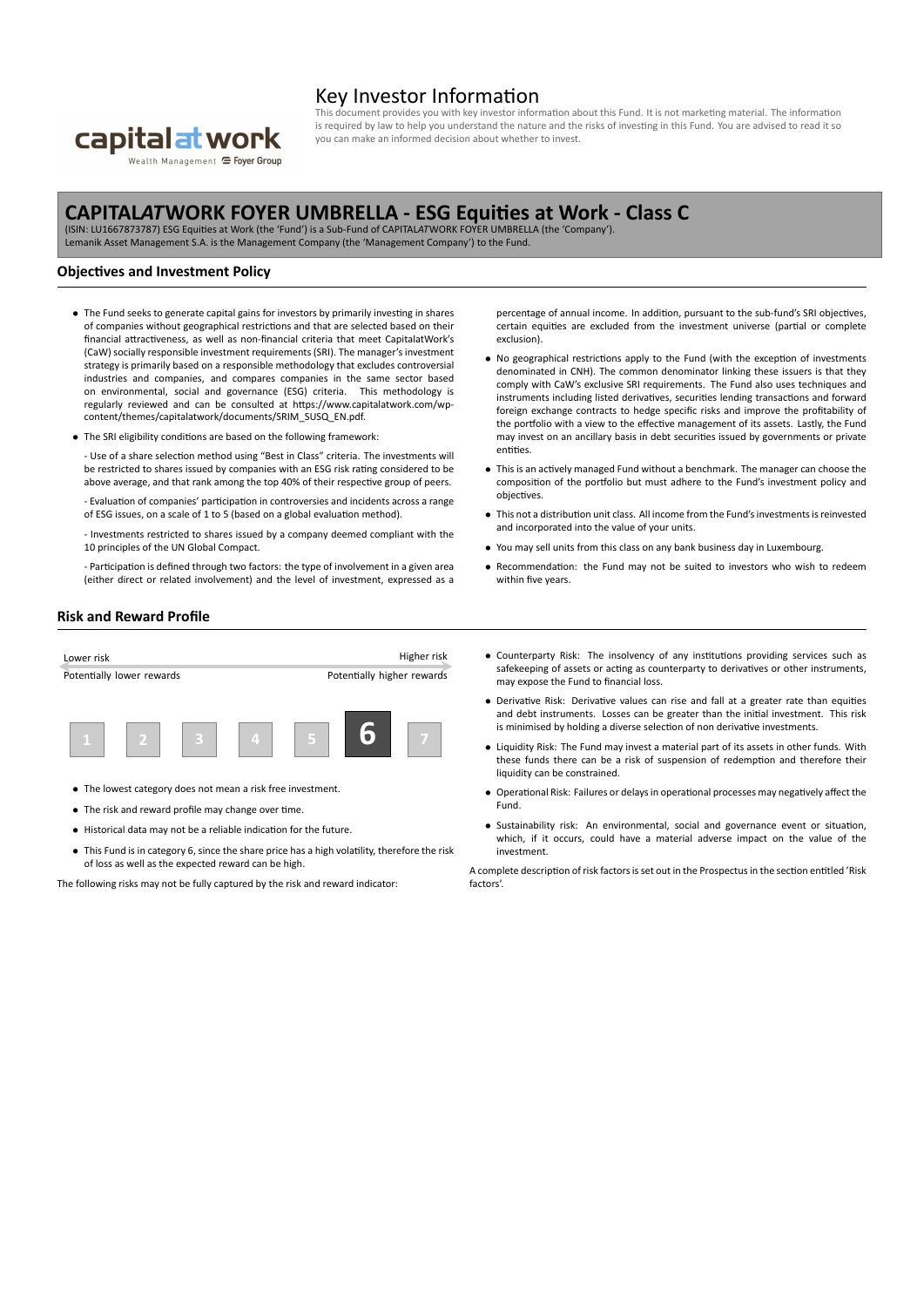# Key Investor Information

This document provides you with key investor information about this Fund. It is not marketing material. The information is required by law to help you understand the nature and the risks of investing in this Fund. You are advised to read it so you can make an informed decision about whether to invest.

## CAPITAL*AT*WORK FOYER UMBRELLA - ESG Equities at Work - Class C

(ISIN: LU1667873787) ESG Equities at Work (the 'Fund') is a Sub-Fund of CAPITAL*AT*WORK FOYER UMBRELLA (the 'Company').
Lemanik Asset Management S.A. is the Management Company (the 'Management Company') to the Fund.

### Objectives and Investment Policy

- The Fund seeks to generate capital gains for investors by primarily investing in shares of companies without geographical restrictions and that are selected based on their financial attractiveness, as well as non-financial criteria that meet CapitalatWork's (CaW) socially responsible investment requirements (SRI). The manager's investment strategy is primarily based on a responsible methodology that excludes controversial industries and companies, and compares companies in the same sector based on environmental, social and governance (ESG) criteria. This methodology is regularly reviewed and can be consulted at https://www.capitalatwork.com/wp-content/themes/capitalatwork/documents/SRIM_SUSQ_EN.pdf.
- The SRI eligibility conditions are based on the following framework:

  - Use of a share selection method using "Best in Class" criteria. The investments will be restricted to shares issued by companies with an ESG risk rating considered to be above average, and that rank among the top 40% of their respective group of peers.

  - Evaluation of companies' participation in controversies and incidents across a range of ESG issues, on a scale of 1 to 5 (based on a global evaluation method).

  - Investments restricted to shares issued by a company deemed compliant with the 10 principles of the UN Global Compact.

  - Participation is defined through two factors: the type of involvement in a given area (either direct or related involvement) and the level of investment, expressed as a percentage of annual income. In addition, pursuant to the sub-fund's SRI objectives, certain equities are excluded from the investment universe (partial or complete exclusion).
- No geographical restrictions apply to the Fund (with the exception of investments denominated in CNH). The common denominator linking these issuers is that they comply with CaW's exclusive SRI requirements. The Fund also uses techniques and instruments including listed derivatives, securities lending transactions and forward foreign exchange contracts to hedge specific risks and improve the profitability of the portfolio with a view to the effective management of its assets. Lastly, the Fund may invest on an ancillary basis in debt securities issued by governments or private entities.
- This is an actively managed Fund without a benchmark. The manager can choose the composition of the portfolio but must adhere to the Fund's investment policy and objectives.
- This not a distribution unit class. All income from the Fund's investments is reinvested and incorporated into the value of your units.
- You may sell units from this class on any bank business day in Luxembourg.
- Recommendation: the Fund may not be suited to investors who wish to redeem within five years.

### Risk and Reward Profile

| Lower risk | | | | | | Higher risk |
|---|---|---|---|---|---|---|
| Potentially lower rewards | | | | | | Potentially higher rewards |
| 1 | 2 | 3 | 4 | 5 | **6** | 7 |

- The lowest category does not mean a risk free investment.
- The risk and reward profile may change over time.
- Historical data may not be a reliable indication for the future.
- This Fund is in category 6, since the share price has a high volatility, therefore the risk of loss as well as the expected reward can be high.

The following risks may not be fully captured by the risk and reward indicator:

- Counterparty Risk: The insolvency of any institutions providing services such as safekeeping of assets or acting as counterparty to derivatives or other instruments, may expose the Fund to financial loss.
- Derivative Risk: Derivative values can rise and fall at a greater rate than equities and debt instruments. Losses can be greater than the initial investment. This risk is minimised by holding a diverse selection of non derivative investments.
- Liquidity Risk: The Fund may invest a material part of its assets in other funds. With these funds there can be a risk of suspension of redemption and therefore their liquidity can be constrained.
- Operational Risk: Failures or delays in operational processes may negatively affect the Fund.
- Sustainability risk: An environmental, social and governance event or situation, which, if it occurs, could have a material adverse impact on the value of the investment.

A complete description of risk factors is set out in the Prospectus in the section entitled 'Risk factors'.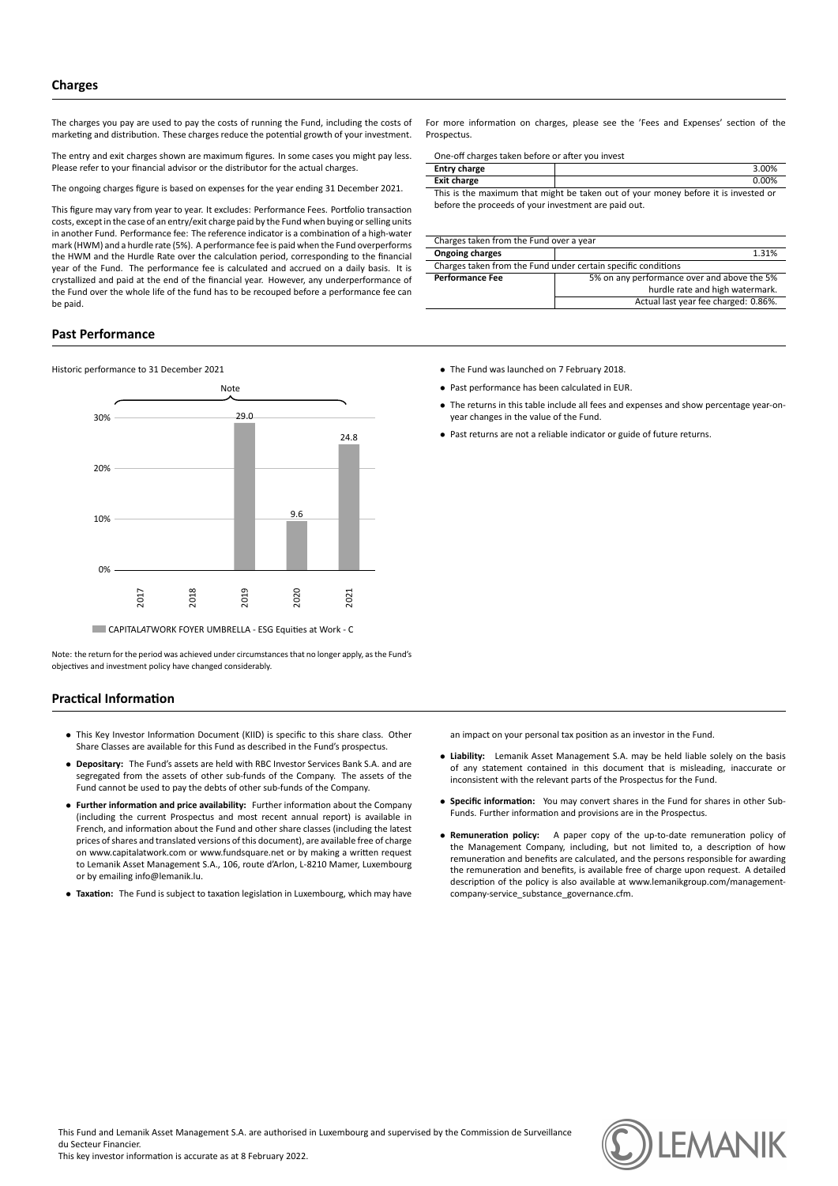## Charges

The charges you pay are used to pay the costs of running the Fund, including the costs of marketing and distribution. These charges reduce the potential growth of your investment.

The entry and exit charges shown are maximum figures. In some cases you might pay less. Please refer to your financial advisor or the distributor for the actual charges.

The ongoing charges figure is based on expenses for the year ending 31 December 2021.

This figure may vary from year to year. It excludes: Performance Fees. Portfolio transaction costs, except in the case of an entry/exit charge paid by the Fund when buying or selling units in another Fund. Performance fee: The reference indicator is a combination of a high-water mark (HWM) and a hurdle rate (5%). A performance fee is paid when the Fund overperforms the HWM and the Hurdle Rate over the calculation period, corresponding to the financial year of the Fund. The performance fee is calculated and accrued on a daily basis. It is crystallized and paid at the end of the financial year. However, any underperformance of the Fund over the whole life of the fund has to be recouped before a performance fee can be paid.

For more information on charges, please see the 'Fees and Expenses' section of the Prospectus.

| One-off charges taken before or after you invest | |
|---|---|
| **Entry charge** | 3.00% |
| **Exit charge** | 0.00% |

This is the maximum that might be taken out of your money before it is invested or before the proceeds of your investment are paid out.

| Charges taken from the Fund over a year | |
|---|---|
| **Ongoing charges** | 1.31% |
| Charges taken from the Fund under certain specific conditions | |
| **Performance Fee** | 5% on any performance over and above the 5% hurdle rate and high watermark. |
| | Actual last year fee charged: 0.86%. |

## Past Performance

Historic performance to 31 December 2021

Note

30%
20%
10%
0%

29.0
9.6
24.8

2017
2018
2019
2020
2021

CAPITALATWORK FOYER UMBRELLA - ESG Equities at Work - C

Note: the return for the period was achieved under circumstances that no longer apply, as the Fund's objectives and investment policy have changed considerably.

- The Fund was launched on 7 February 2018.
- Past performance has been calculated in EUR.
- The returns in this table include all fees and expenses and show percentage year-on-year changes in the value of the Fund.
- Past returns are not a reliable indicator or guide of future returns.

## Practical Information

- This Key Investor Information Document (KIID) is specific to this share class. Other Share Classes are available for this Fund as described in the Fund's prospectus.
- **Depositary:** The Fund's assets are held with RBC Investor Services Bank S.A. and are segregated from the assets of other sub-funds of the Company. The assets of the Fund cannot be used to pay the debts of other sub-funds of the Company.
- **Further information and price availability:** Further information about the Company (including the current Prospectus and most recent annual report) is available in French, and information about the Fund and other share classes (including the latest prices of shares and translated versions of this document), are available free of charge on www.capitalatwork.com or www.fundsquare.net or by making a written request to Lemanik Asset Management S.A., 106, route d'Arlon, L-8210 Mamer, Luxembourg or by emailing info@lemanik.lu.
- **Taxation:** The Fund is subject to taxation legislation in Luxembourg, which may have an impact on your personal tax position as an investor in the Fund.
- **Liability:** Lemanik Asset Management S.A. may be held liable solely on the basis of any statement contained in this document that is misleading, inaccurate or inconsistent with the relevant parts of the Prospectus for the Fund.
- **Specific information:** You may convert shares in the Fund for shares in other Sub-Funds. Further information and provisions are in the Prospectus.
- **Remuneration policy:** A paper copy of the up-to-date remuneration policy of the Management Company, including, but not limited to, a description of how remuneration and benefits are calculated, and the persons responsible for awarding the remuneration and benefits, is available free of charge upon request. A detailed description of the policy is also available at www.lemanikgroup.com/management-company-service_substance_governance.cfm.

This Fund and Lemanik Asset Management S.A. are authorised in Luxembourg and supervised by the Commission de Surveillance du Secteur Financier.
This key investor information is accurate as at 8 February 2022.